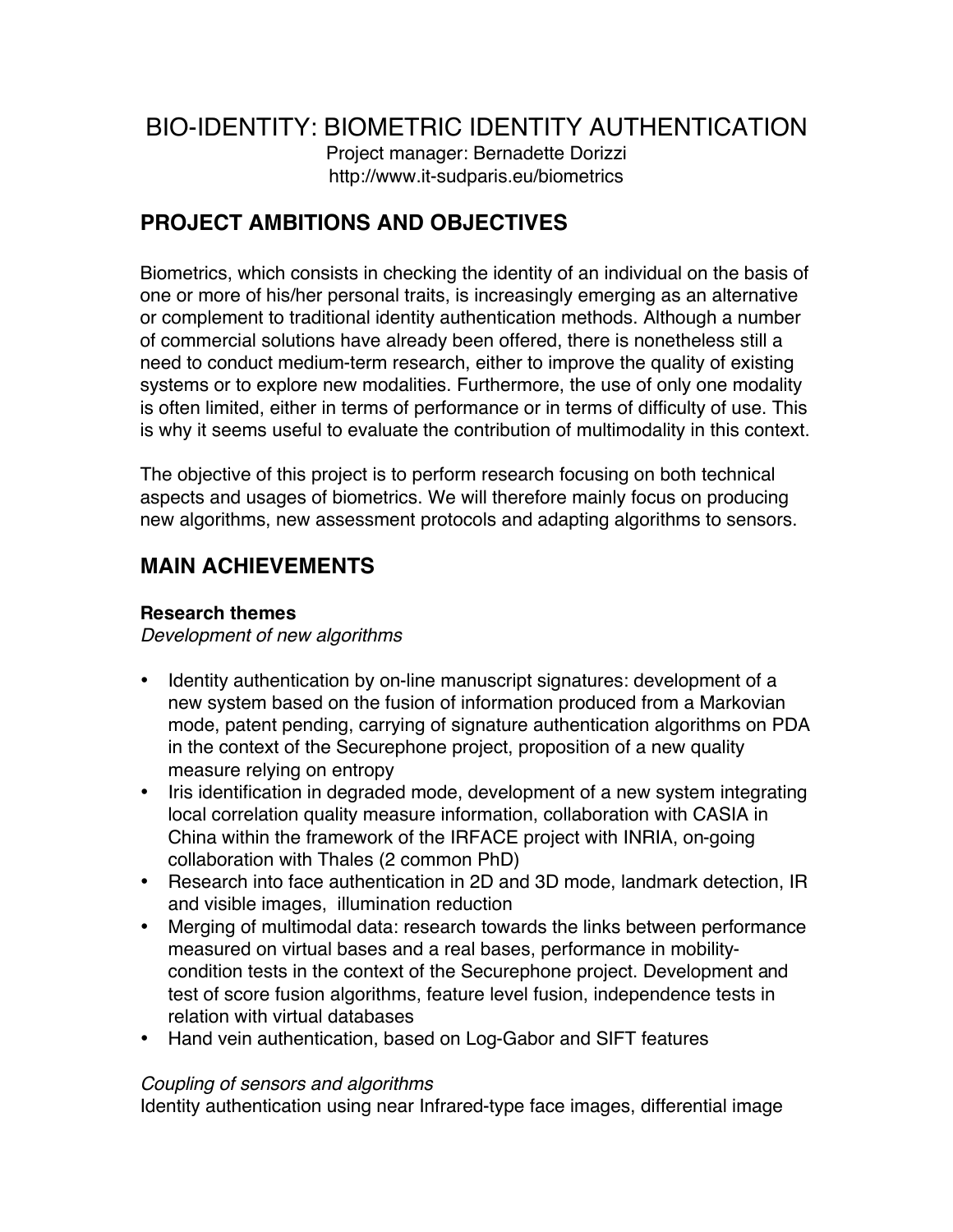# BIO-IDENTITY: BIOMETRIC IDENTITY AUTHENTICATION

Project manager: Bernadette Dorizzi
http://www.it-sudparis.eu/biometrics

## PROJECT AMBITIONS AND OBJECTIVES

Biometrics, which consists in checking the identity of an individual on the basis of one or more of his/her personal traits, is increasingly emerging as an alternative or complement to traditional identity authentication methods. Although a number of commercial solutions have already been offered, there is nonetheless still a need to conduct medium-term research, either to improve the quality of existing systems or to explore new modalities. Furthermore, the use of only one modality is often limited, either in terms of performance or in terms of difficulty of use. This is why it seems useful to evaluate the contribution of multimodality in this context.

The objective of this project is to perform research focusing on both technical aspects and usages of biometrics. We will therefore mainly focus on producing new algorithms, new assessment protocols and adapting algorithms to sensors.

## MAIN ACHIEVEMENTS

### Research themes

*Development of new algorithms*

- Identity authentication by on-line manuscript signatures: development of a new system based on the fusion of information produced from a Markovian mode, patent pending, carrying of signature authentication algorithms on PDA in the context of the Securephone project, proposition of a new quality measure relying on entropy
- Iris identification in degraded mode, development of a new system integrating local correlation quality measure information, collaboration with CASIA in China within the framework of the IRFACE project with INRIA, on-going collaboration with Thales (2 common PhD)
- Research into face authentication in 2D and 3D mode, landmark detection, IR and visible images, illumination reduction
- Merging of multimodal data: research towards the links between performance measured on virtual bases and a real bases, performance in mobility-condition tests in the context of the Securephone project. Development and test of score fusion algorithms, feature level fusion, independence tests in relation with virtual databases
- Hand vein authentication, based on Log-Gabor and SIFT features

*Coupling of sensors and algorithms*

Identity authentication using near Infrared-type face images, differential image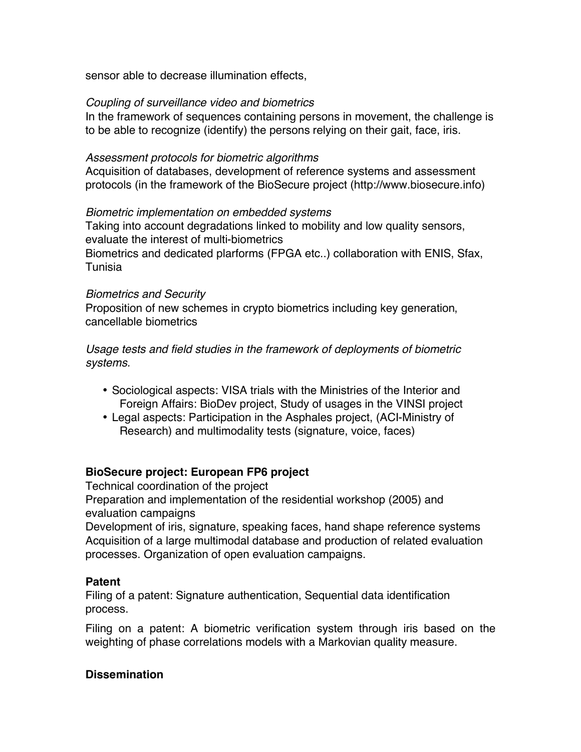sensor able to decrease illumination effects,

*Coupling of surveillance video and biometrics*
In the framework of sequences containing persons in movement, the challenge is to be able to recognize (identify) the persons relying on their gait, face, iris.

*Assessment protocols for biometric algorithms*
Acquisition of databases, development of reference systems and assessment protocols (in the framework of the BioSecure project (http://www.biosecure.info)

*Biometric implementation on embedded systems*
Taking into account degradations linked to mobility and low quality sensors, evaluate the interest of multi-biometrics
Biometrics and dedicated plarforms (FPGA etc..) collaboration with ENIS, Sfax, Tunisia

*Biometrics and Security*
Proposition of new schemes in crypto biometrics including key generation, cancellable biometrics

*Usage tests and field studies in the framework of deployments of biometric systems.*

- Sociological aspects: VISA trials with the Ministries of the Interior and Foreign Affairs: BioDev project, Study of usages in the VINSI project
- Legal aspects: Participation in the Asphales project, (ACI-Ministry of Research) and multimodality tests (signature, voice, faces)

**BioSecure project: European FP6 project**
Technical coordination of the project
Preparation and implementation of the residential workshop (2005) and evaluation campaigns
Development of iris, signature, speaking faces, hand shape reference systems
Acquisition of a large multimodal database and production of related evaluation processes. Organization of open evaluation campaigns.

**Patent**
Filing of a patent: Signature authentication, Sequential data identification process.

Filing on a patent: A biometric verification system through iris based on the weighting of phase correlations models with a Markovian quality measure.

**Dissemination**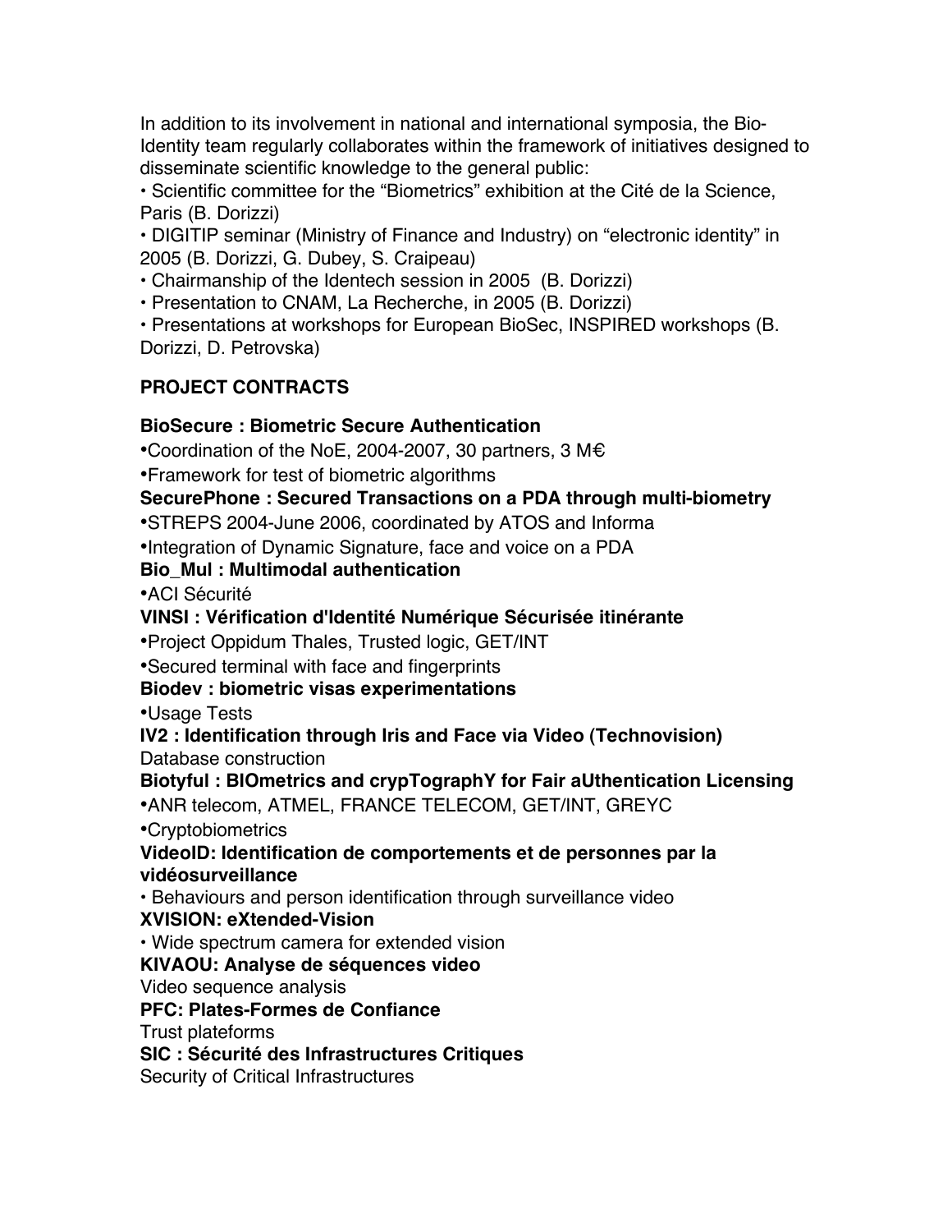In addition to its involvement in national and international symposia, the Bio-Identity team regularly collaborates within the framework of initiatives designed to disseminate scientific knowledge to the general public:

- Scientific committee for the “Biometrics” exhibition at the Cité de la Science, Paris (B. Dorizzi)
- DIGITIP seminar (Ministry of Finance and Industry) on “electronic identity” in 2005 (B. Dorizzi, G. Dubey, S. Craipeau)
- Chairmanship of the Identech session in 2005 (B. Dorizzi)
- Presentation to CNAM, La Recherche, in 2005 (B. Dorizzi)
- Presentations at workshops for European BioSec, INSPIRED workshops (B. Dorizzi, D. Petrovska)

## PROJECT CONTRACTS

**BioSecure : Biometric Secure Authentication**

- Coordination of the NoE, 2004-2007, 30 partners, 3 M€
- Framework for test of biometric algorithms

**SecurePhone : Secured Transactions on a PDA through multi-biometry**

- STREPS 2004-June 2006, coordinated by ATOS and Informa
- Integration of Dynamic Signature, face and voice on a PDA

**Bio_Mul : Multimodal authentication**

- ACI Sécurité

**VINSI : Vérification d'Identité Numérique Sécurisée itinérante**

- Project Oppidum Thales, Trusted logic, GET/INT
- Secured terminal with face and fingerprints

**Biodev : biometric visas experimentations**

- Usage Tests

**IV2 : Identification through Iris and Face via Video (Technovision)**

Database construction

**Biotyful : BIOmetrics and crypTographY for Fair aUthentication Licensing**

- ANR telecom, ATMEL, FRANCE TELECOM, GET/INT, GREYC
- Cryptobiometrics

**VideoID: Identification de comportements et de personnes par la vidéosurveillance**

- Behaviours and person identification through surveillance video

**XVISION: eXtended-Vision**

- Wide spectrum camera for extended vision

**KIVAOU: Analyse de séquences video**

Video sequence analysis

**PFC: Plates-Formes de Confiance**

Trust plateforms

**SIC : Sécurité des Infrastructures Critiques**

Security of Critical Infrastructures